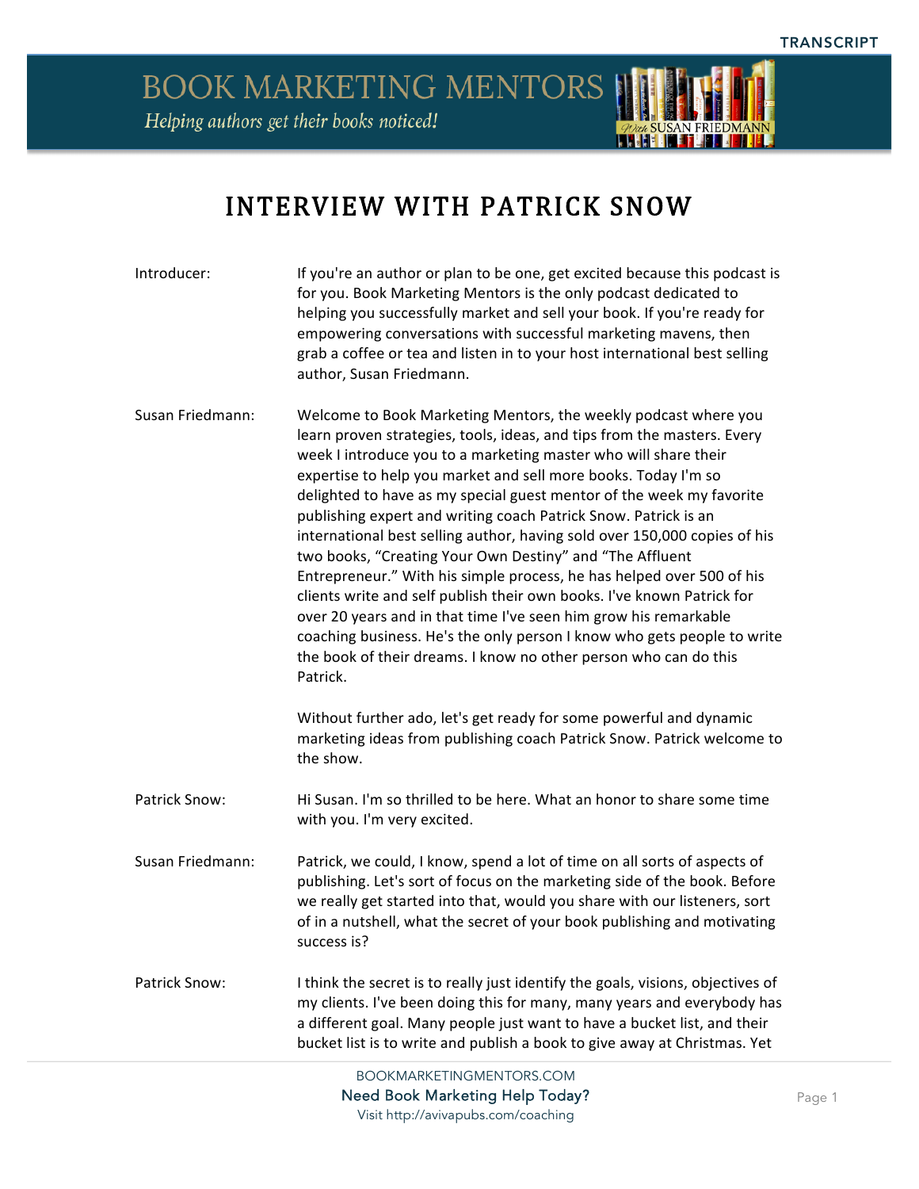# INTERVIEW WITH PATRICK SNOW

**Introducer:** If you're an author or plan to be one, get excited because this podcast is for you. Book Marketing Mentors is the only podcast dedicated to helping you successfully market and sell your book. If you're ready for empowering conversations with successful marketing mavens, then grab a coffee or tea and listen in to your host international best selling author, Susan Friedmann.

**Susan Friedmann:** Welcome to Book Marketing Mentors, the weekly podcast where you learn proven strategies, tools, ideas, and tips from the masters. Every week I introduce you to a marketing master who will share their expertise to help you market and sell more books. Today I'm so delighted to have as my special guest mentor of the week my favorite publishing expert and writing coach Patrick Snow. Patrick is an international best selling author, having sold over 150,000 copies of his two books, "Creating Your Own Destiny" and "The Affluent Entrepreneur." With his simple process, he has helped over 500 of his clients write and self publish their own books. I've known Patrick for over 20 years and in that time I've seen him grow his remarkable coaching business. He's the only person I know who gets people to write the book of their dreams. I know no other person who can do this Patrick.

Without further ado, let's get ready for some powerful and dynamic marketing ideas from publishing coach Patrick Snow. Patrick welcome to the show.

**Patrick Snow:** Hi Susan. I'm so thrilled to be here. What an honor to share some time with you. I'm very excited.

**Susan Friedmann:** Patrick, we could, I know, spend a lot of time on all sorts of aspects of publishing. Let's sort of focus on the marketing side of the book. Before we really get started into that, would you share with our listeners, sort of in a nutshell, what the secret of your book publishing and motivating success is?

**Patrick Snow:** I think the secret is to really just identify the goals, visions, objectives of my clients. I've been doing this for many, many years and everybody has a different goal. Many people just want to have a bucket list, and their bucket list is to write and publish a book to give away at Christmas. Yet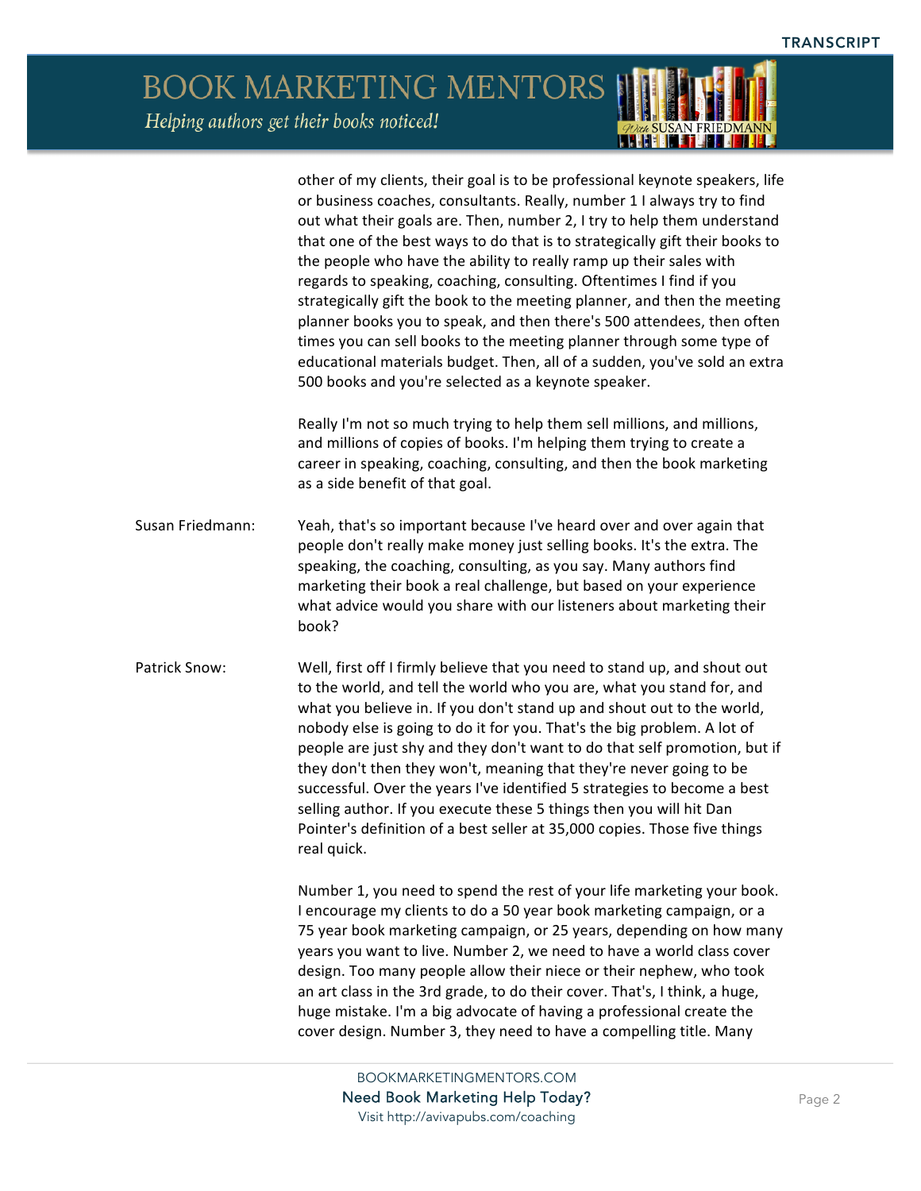other of my clients, their goal is to be professional keynote speakers, life or business coaches, consultants. Really, number 1 I always try to find out what their goals are. Then, number 2, I try to help them understand that one of the best ways to do that is to strategically gift their books to the people who have the ability to really ramp up their sales with regards to speaking, coaching, consulting. Oftentimes I find if you strategically gift the book to the meeting planner, and then the meeting planner books you to speak, and then there's 500 attendees, then often times you can sell books to the meeting planner through some type of educational materials budget. Then, all of a sudden, you've sold an extra 500 books and you're selected as a keynote speaker.

Really I'm not so much trying to help them sell millions, and millions, and millions of copies of books. I'm helping them trying to create a career in speaking, coaching, consulting, and then the book marketing as a side benefit of that goal.

**Susan Friedmann:** Yeah, that's so important because I've heard over and over again that people don't really make money just selling books. It's the extra. The speaking, the coaching, consulting, as you say. Many authors find marketing their book a real challenge, but based on your experience what advice would you share with our listeners about marketing their book?

**Patrick Snow:** Well, first off I firmly believe that you need to stand up, and shout out to the world, and tell the world who you are, what you stand for, and what you believe in. If you don't stand up and shout out to the world, nobody else is going to do it for you. That's the big problem. A lot of people are just shy and they don't want to do that self promotion, but if they don't then they won't, meaning that they're never going to be successful. Over the years I've identified 5 strategies to become a best selling author. If you execute these 5 things then you will hit Dan Pointer's definition of a best seller at 35,000 copies. Those five things real quick.

Number 1, you need to spend the rest of your life marketing your book. I encourage my clients to do a 50 year book marketing campaign, or a 75 year book marketing campaign, or 25 years, depending on how many years you want to live. Number 2, we need to have a world class cover design. Too many people allow their niece or their nephew, who took an art class in the 3rd grade, to do their cover. That's, I think, a huge, huge mistake. I'm a big advocate of having a professional create the cover design. Number 3, they need to have a compelling title. Many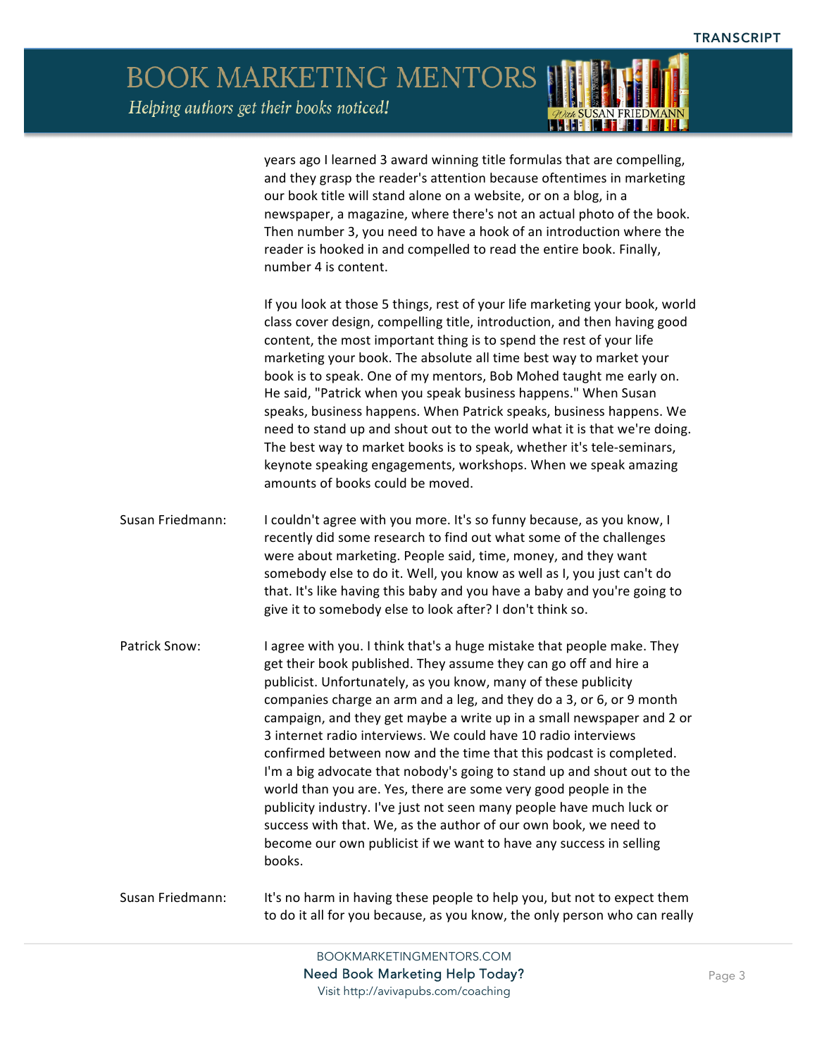years ago I learned 3 award winning title formulas that are compelling, and they grasp the reader's attention because oftentimes in marketing our book title will stand alone on a website, or on a blog, in a newspaper, a magazine, where there's not an actual photo of the book. Then number 3, you need to have a hook of an introduction where the reader is hooked in and compelled to read the entire book. Finally, number 4 is content.

If you look at those 5 things, rest of your life marketing your book, world class cover design, compelling title, introduction, and then having good content, the most important thing is to spend the rest of your life marketing your book. The absolute all time best way to market your book is to speak. One of my mentors, Bob Mohed taught me early on. He said, "Patrick when you speak business happens." When Susan speaks, business happens. When Patrick speaks, business happens. We need to stand up and shout out to the world what it is that we're doing. The best way to market books is to speak, whether it's tele-seminars, keynote speaking engagements, workshops. When we speak amazing amounts of books could be moved.

**Susan Friedmann:** I couldn't agree with you more. It's so funny because, as you know, I recently did some research to find out what some of the challenges were about marketing. People said, time, money, and they want somebody else to do it. Well, you know as well as I, you just can't do that. It's like having this baby and you have a baby and you're going to give it to somebody else to look after? I don't think so.

**Patrick Snow:** I agree with you. I think that's a huge mistake that people make. They get their book published. They assume they can go off and hire a publicist. Unfortunately, as you know, many of these publicity companies charge an arm and a leg, and they do a 3, or 6, or 9 month campaign, and they get maybe a write up in a small newspaper and 2 or 3 internet radio interviews. We could have 10 radio interviews confirmed between now and the time that this podcast is completed. I'm a big advocate that nobody's going to stand up and shout out to the world than you are. Yes, there are some very good people in the publicity industry. I've just not seen many people have much luck or success with that. We, as the author of our own book, we need to become our own publicist if we want to have any success in selling books.

**Susan Friedmann:** It's no harm in having these people to help you, but not to expect them to do it all for you because, as you know, the only person who can really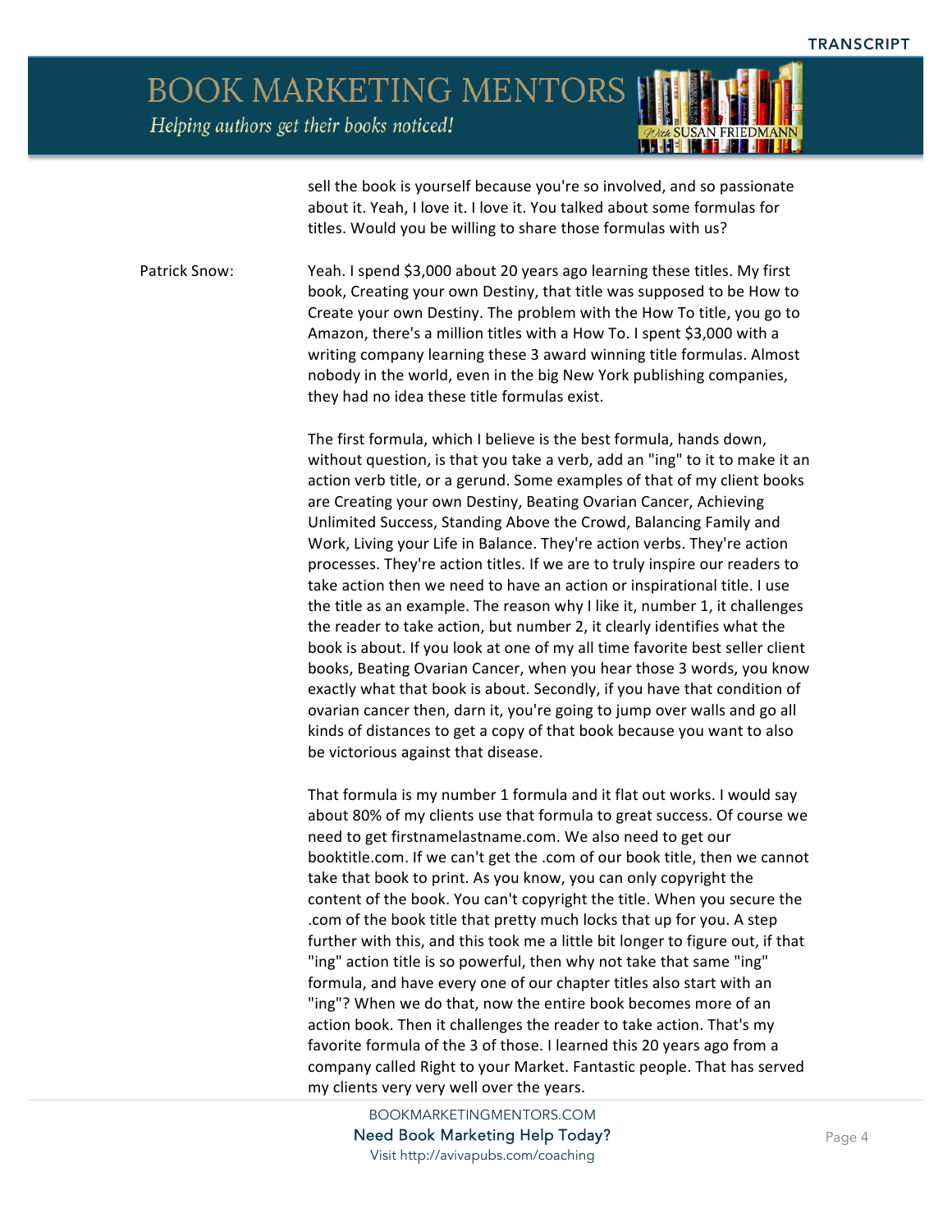sell the book is yourself because you're so involved, and so passionate about it. Yeah, I love it. I love it. You talked about some formulas for titles. Would you be willing to share those formulas with us?

Patrick Snow: Yeah. I spend $3,000 about 20 years ago learning these titles. My first book, Creating your own Destiny, that title was supposed to be How to Create your own Destiny. The problem with the How To title, you go to Amazon, there's a million titles with a How To. I spent $3,000 with a writing company learning these 3 award winning title formulas. Almost nobody in the world, even in the big New York publishing companies, they had no idea these title formulas exist.

The first formula, which I believe is the best formula, hands down, without question, is that you take a verb, add an "ing" to it to make it an action verb title, or a gerund. Some examples of that of my client books are Creating your own Destiny, Beating Ovarian Cancer, Achieving Unlimited Success, Standing Above the Crowd, Balancing Family and Work, Living your Life in Balance. They're action verbs. They're action processes. They're action titles. If we are to truly inspire our readers to take action then we need to have an action or inspirational title. I use the title as an example. The reason why I like it, number 1, it challenges the reader to take action, but number 2, it clearly identifies what the book is about. If you look at one of my all time favorite best seller client books, Beating Ovarian Cancer, when you hear those 3 words, you know exactly what that book is about. Secondly, if you have that condition of ovarian cancer then, darn it, you're going to jump over walls and go all kinds of distances to get a copy of that book because you want to also be victorious against that disease.

That formula is my number 1 formula and it flat out works. I would say about 80% of my clients use that formula to great success. Of course we need to get firstnamelastname.com. We also need to get our booktitle.com. If we can't get the .com of our book title, then we cannot take that book to print. As you know, you can only copyright the content of the book. You can't copyright the title. When you secure the .com of the book title that pretty much locks that up for you. A step further with this, and this took me a little bit longer to figure out, if that "ing" action title is so powerful, then why not take that same "ing" formula, and have every one of our chapter titles also start with an "ing"? When we do that, now the entire book becomes more of an action book. Then it challenges the reader to take action. That's my favorite formula of the 3 of those. I learned this 20 years ago from a company called Right to your Market. Fantastic people. That has served my clients very very well over the years.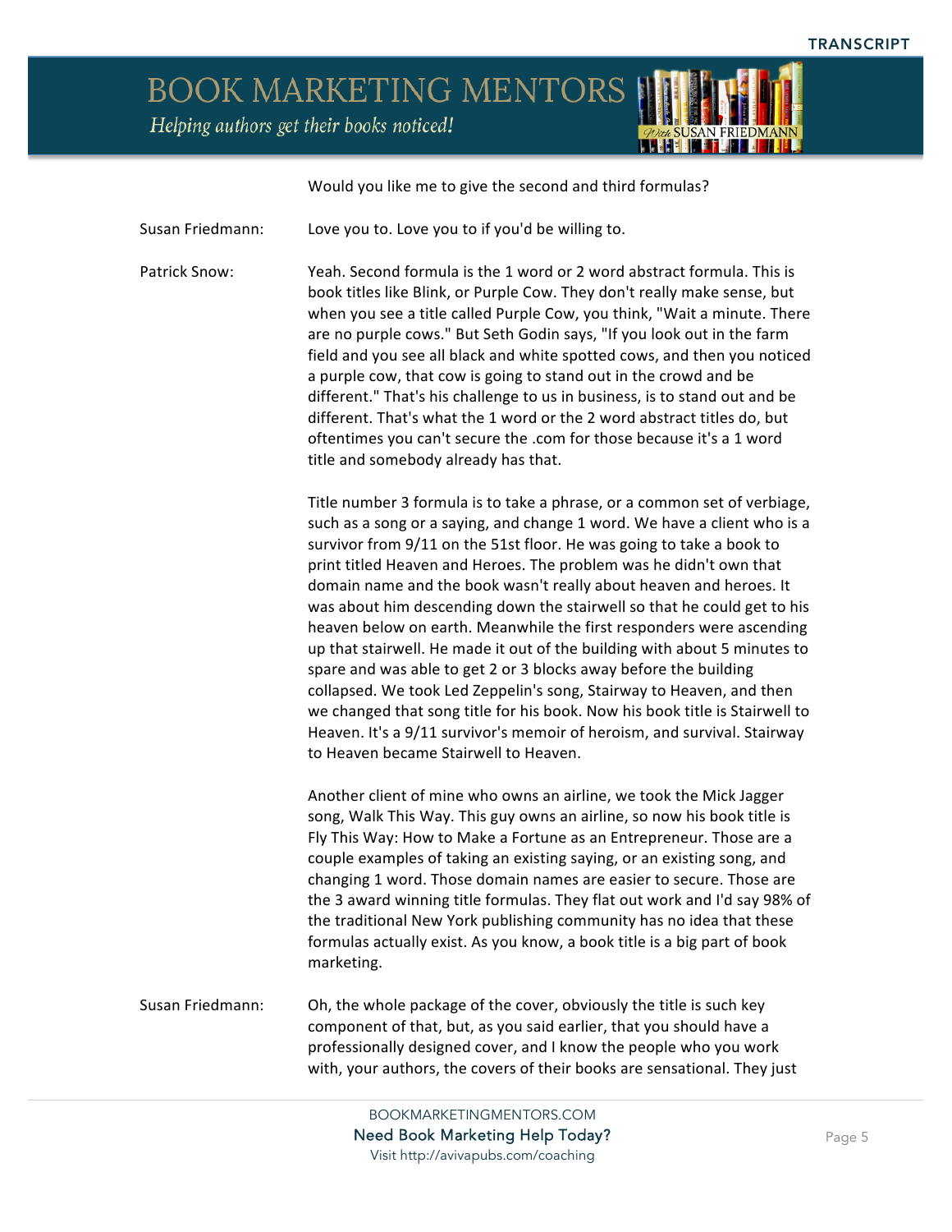Would you like me to give the second and third formulas?

**Susan Friedmann:** Love you to. Love you to if you'd be willing to.

**Patrick Snow:** Yeah. Second formula is the 1 word or 2 word abstract formula. This is book titles like Blink, or Purple Cow. They don't really make sense, but when you see a title called Purple Cow, you think, "Wait a minute. There are no purple cows." But Seth Godin says, "If you look out in the farm field and you see all black and white spotted cows, and then you noticed a purple cow, that cow is going to stand out in the crowd and be different." That's his challenge to us in business, is to stand out and be different. That's what the 1 word or the 2 word abstract titles do, but oftentimes you can't secure the .com for those because it's a 1 word title and somebody already has that.

Title number 3 formula is to take a phrase, or a common set of verbiage, such as a song or a saying, and change 1 word. We have a client who is a survivor from 9/11 on the 51st floor. He was going to take a book to print titled Heaven and Heroes. The problem was he didn't own that domain name and the book wasn't really about heaven and heroes. It was about him descending down the stairwell so that he could get to his heaven below on earth. Meanwhile the first responders were ascending up that stairwell. He made it out of the building with about 5 minutes to spare and was able to get 2 or 3 blocks away before the building collapsed. We took Led Zeppelin's song, Stairway to Heaven, and then we changed that song title for his book. Now his book title is Stairwell to Heaven. It's a 9/11 survivor's memoir of heroism, and survival. Stairway to Heaven became Stairwell to Heaven.

Another client of mine who owns an airline, we took the Mick Jagger song, Walk This Way. This guy owns an airline, so now his book title is Fly This Way: How to Make a Fortune as an Entrepreneur. Those are a couple examples of taking an existing saying, or an existing song, and changing 1 word. Those domain names are easier to secure. Those are the 3 award winning title formulas. They flat out work and I'd say 98% of the traditional New York publishing community has no idea that these formulas actually exist. As you know, a book title is a big part of book marketing.

**Susan Friedmann:** Oh, the whole package of the cover, obviously the title is such key component of that, but, as you said earlier, that you should have a professionally designed cover, and I know the people who you work with, your authors, the covers of their books are sensational. They just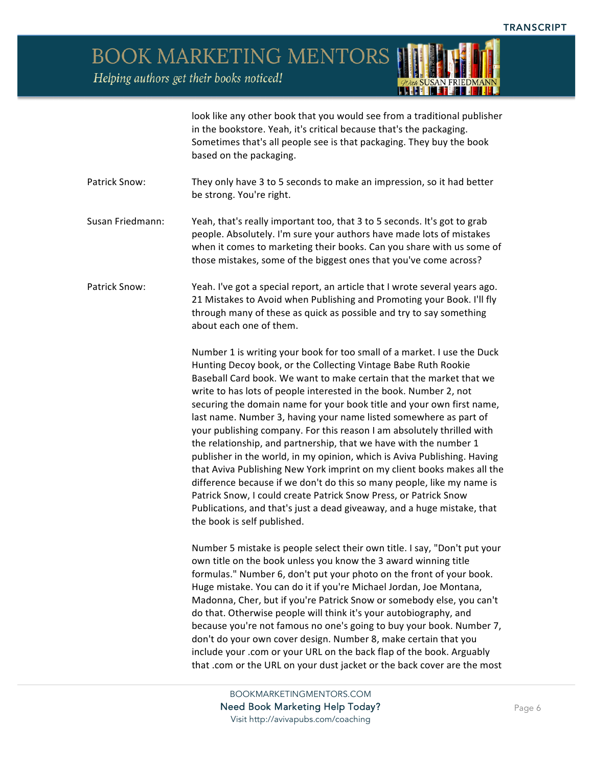look like any other book that you would see from a traditional publisher in the bookstore. Yeah, it's critical because that's the packaging. Sometimes that's all people see is that packaging. They buy the book based on the packaging.

Patrick Snow: They only have 3 to 5 seconds to make an impression, so it had better be strong. You're right.

Susan Friedmann: Yeah, that's really important too, that 3 to 5 seconds. It's got to grab people. Absolutely. I'm sure your authors have made lots of mistakes when it comes to marketing their books. Can you share with us some of those mistakes, some of the biggest ones that you've come across?

Patrick Snow: Yeah. I've got a special report, an article that I wrote several years ago. 21 Mistakes to Avoid when Publishing and Promoting your Book. I'll fly through many of these as quick as possible and try to say something about each one of them.

Number 1 is writing your book for too small of a market. I use the Duck Hunting Decoy book, or the Collecting Vintage Babe Ruth Rookie Baseball Card book. We want to make certain that the market that we write to has lots of people interested in the book. Number 2, not securing the domain name for your book title and your own first name, last name. Number 3, having your name listed somewhere as part of your publishing company. For this reason I am absolutely thrilled with the relationship, and partnership, that we have with the number 1 publisher in the world, in my opinion, which is Aviva Publishing. Having that Aviva Publishing New York imprint on my client books makes all the difference because if we don't do this so many people, like my name is Patrick Snow, I could create Patrick Snow Press, or Patrick Snow Publications, and that's just a dead giveaway, and a huge mistake, that the book is self published.

Number 5 mistake is people select their own title. I say, "Don't put your own title on the book unless you know the 3 award winning title formulas." Number 6, don't put your photo on the front of your book. Huge mistake. You can do it if you're Michael Jordan, Joe Montana, Madonna, Cher, but if you're Patrick Snow or somebody else, you can't do that. Otherwise people will think it's your autobiography, and because you're not famous no one's going to buy your book. Number 7, don't do your own cover design. Number 8, make certain that you include your .com or your URL on the back flap of the book. Arguably that .com or the URL on your dust jacket or the back cover are the most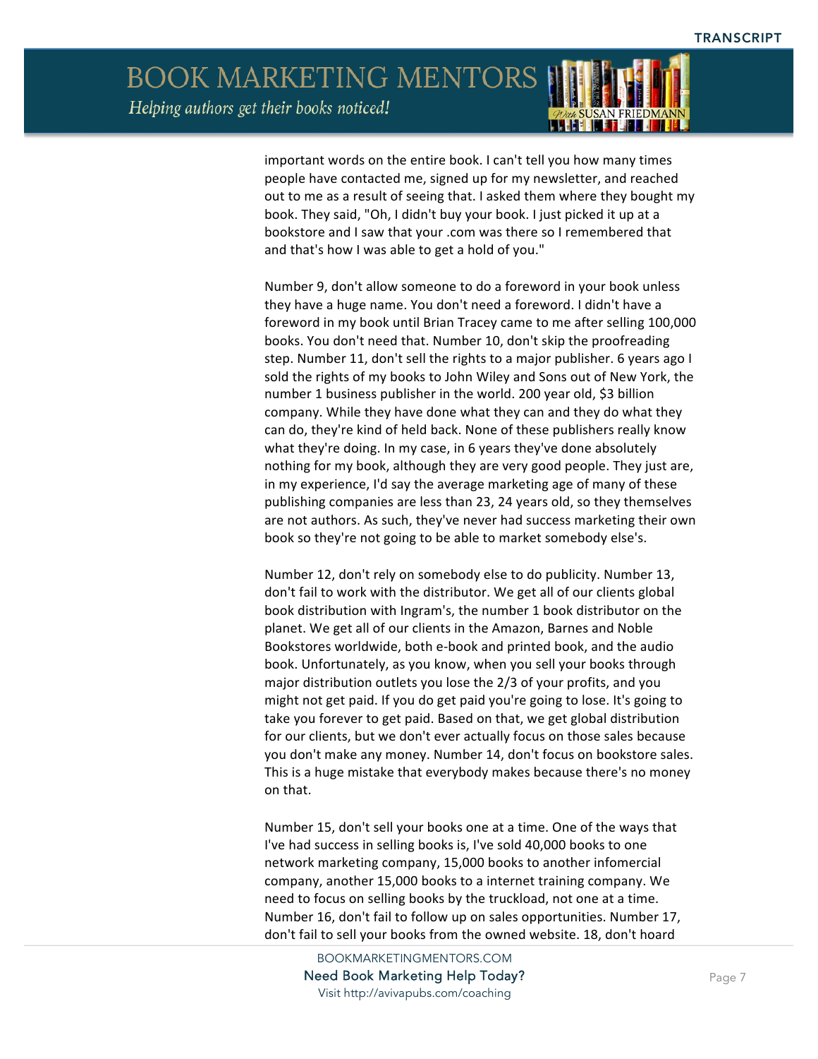important words on the entire book. I can't tell you how many times people have contacted me, signed up for my newsletter, and reached out to me as a result of seeing that. I asked them where they bought my book. They said, "Oh, I didn't buy your book. I just picked it up at a bookstore and I saw that your .com was there so I remembered that and that's how I was able to get a hold of you."

Number 9, don't allow someone to do a foreword in your book unless they have a huge name. You don't need a foreword. I didn't have a foreword in my book until Brian Tracey came to me after selling 100,000 books. You don't need that. Number 10, don't skip the proofreading step. Number 11, don't sell the rights to a major publisher. 6 years ago I sold the rights of my books to John Wiley and Sons out of New York, the number 1 business publisher in the world. 200 year old, $3 billion company. While they have done what they can and they do what they can do, they're kind of held back. None of these publishers really know what they're doing. In my case, in 6 years they've done absolutely nothing for my book, although they are very good people. They just are, in my experience, I'd say the average marketing age of many of these publishing companies are less than 23, 24 years old, so they themselves are not authors. As such, they've never had success marketing their own book so they're not going to be able to market somebody else's.

Number 12, don't rely on somebody else to do publicity. Number 13, don't fail to work with the distributor. We get all of our clients global book distribution with Ingram's, the number 1 book distributor on the planet. We get all of our clients in the Amazon, Barnes and Noble Bookstores worldwide, both e-book and printed book, and the audio book. Unfortunately, as you know, when you sell your books through major distribution outlets you lose the 2/3 of your profits, and you might not get paid. If you do get paid you're going to lose. It's going to take you forever to get paid. Based on that, we get global distribution for our clients, but we don't ever actually focus on those sales because you don't make any money. Number 14, don't focus on bookstore sales. This is a huge mistake that everybody makes because there's no money on that.

Number 15, don't sell your books one at a time. One of the ways that I've had success in selling books is, I've sold 40,000 books to one network marketing company, 15,000 books to another infomercial company, another 15,000 books to a internet training company. We need to focus on selling books by the truckload, not one at a time. Number 16, don't fail to follow up on sales opportunities. Number 17, don't fail to sell your books from the owned website. 18, don't hoard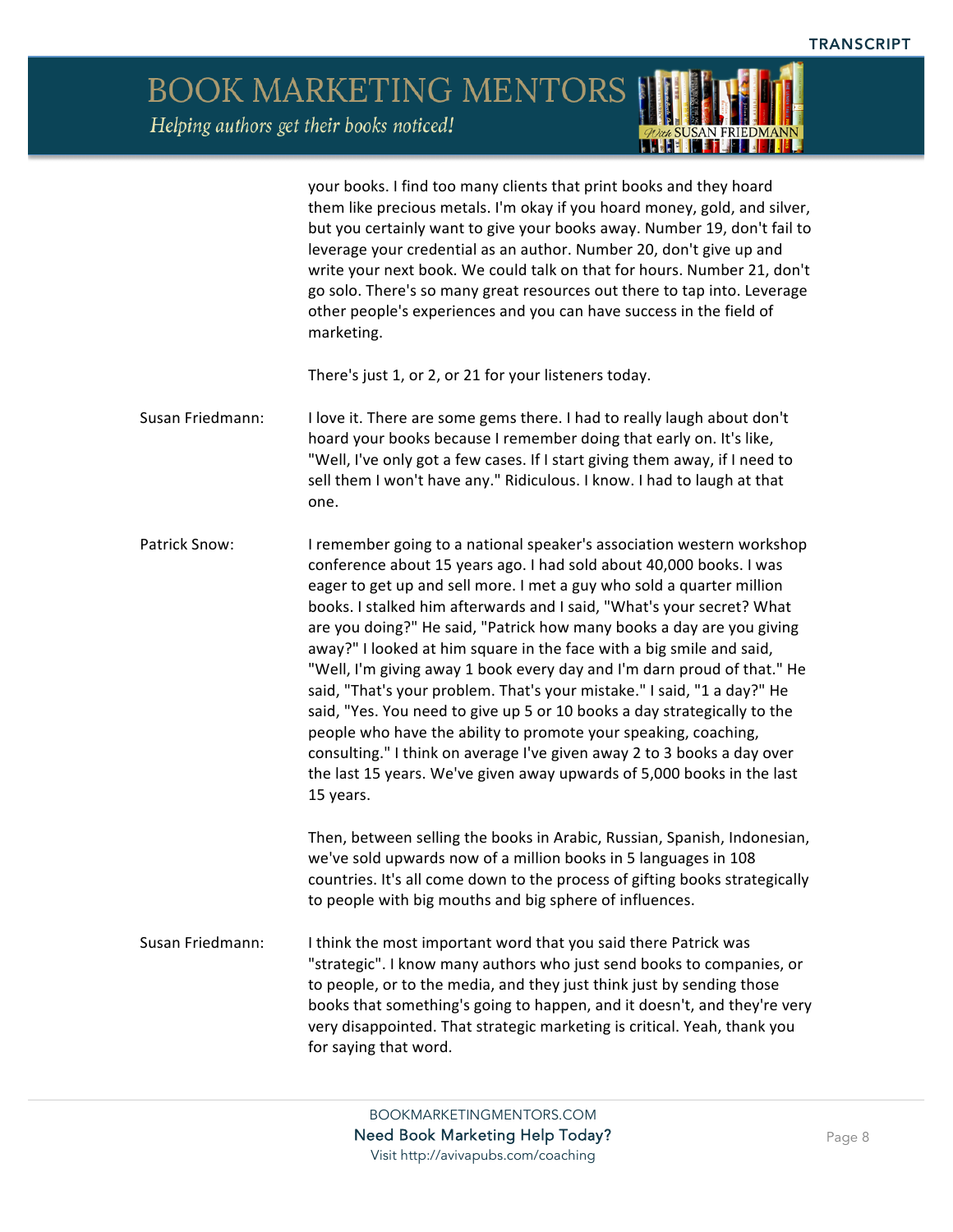your books. I find too many clients that print books and they hoard them like precious metals. I'm okay if you hoard money, gold, and silver, but you certainly want to give your books away. Number 19, don't fail to leverage your credential as an author. Number 20, don't give up and write your next book. We could talk on that for hours. Number 21, don't go solo. There's so many great resources out there to tap into. Leverage other people's experiences and you can have success in the field of marketing.

There's just 1, or 2, or 21 for your listeners today.

**Susan Friedmann:** I love it. There are some gems there. I had to really laugh about don't hoard your books because I remember doing that early on. It's like, "Well, I've only got a few cases. If I start giving them away, if I need to sell them I won't have any." Ridiculous. I know. I had to laugh at that one.

**Patrick Snow:** I remember going to a national speaker's association western workshop conference about 15 years ago. I had sold about 40,000 books. I was eager to get up and sell more. I met a guy who sold a quarter million books. I stalked him afterwards and I said, "What's your secret? What are you doing?" He said, "Patrick how many books a day are you giving away?" I looked at him square in the face with a big smile and said, "Well, I'm giving away 1 book every day and I'm darn proud of that." He said, "That's your problem. That's your mistake." I said, "1 a day?" He said, "Yes. You need to give up 5 or 10 books a day strategically to the people who have the ability to promote your speaking, coaching, consulting." I think on average I've given away 2 to 3 books a day over the last 15 years. We've given away upwards of 5,000 books in the last 15 years.

Then, between selling the books in Arabic, Russian, Spanish, Indonesian, we've sold upwards now of a million books in 5 languages in 108 countries. It's all come down to the process of gifting books strategically to people with big mouths and big sphere of influences.

**Susan Friedmann:** I think the most important word that you said there Patrick was "strategic". I know many authors who just send books to companies, or to people, or to the media, and they just think just by sending those books that something's going to happen, and it doesn't, and they're very very disappointed. That strategic marketing is critical. Yeah, thank you for saying that word.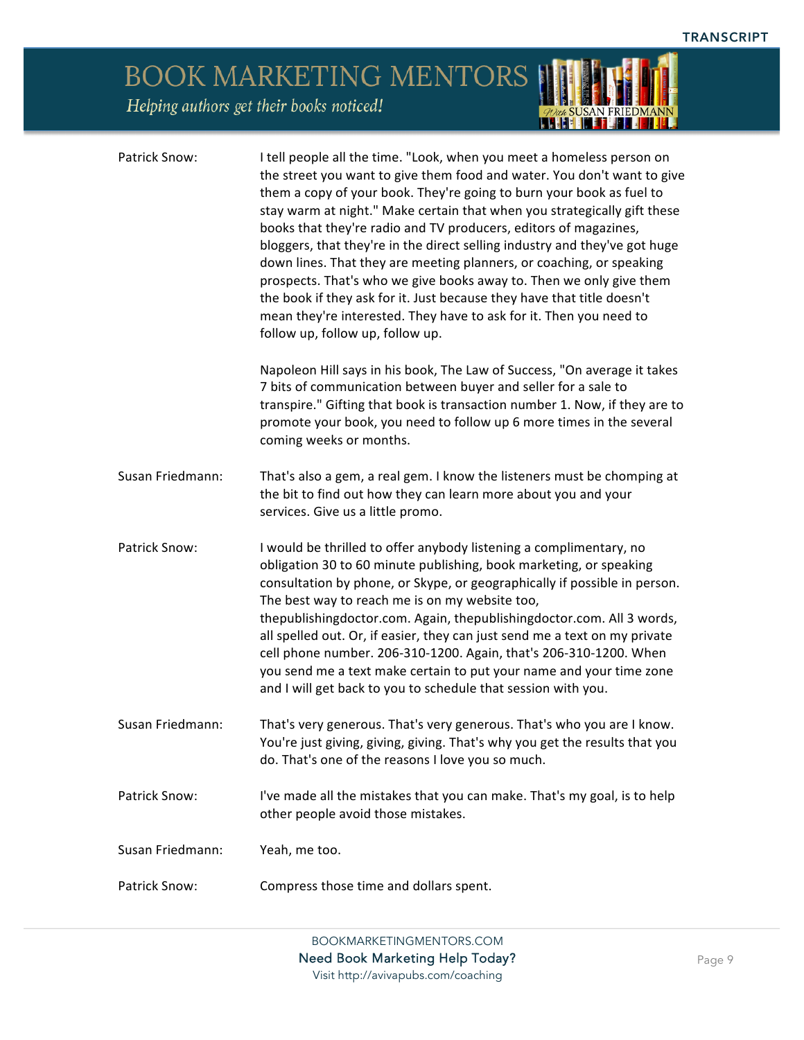**Patrick Snow:** I tell people all the time. "Look, when you meet a homeless person on the street you want to give them food and water. You don't want to give them a copy of your book. They're going to burn your book as fuel to stay warm at night." Make certain that when you strategically gift these books that they're radio and TV producers, editors of magazines, bloggers, that they're in the direct selling industry and they've got huge down lines. That they are meeting planners, or coaching, or speaking prospects. That's who we give books away to. Then we only give them the book if they ask for it. Just because they have that title doesn't mean they're interested. They have to ask for it. Then you need to follow up, follow up, follow up.

Napoleon Hill says in his book, The Law of Success, "On average it takes 7 bits of communication between buyer and seller for a sale to transpire." Gifting that book is transaction number 1. Now, if they are to promote your book, you need to follow up 6 more times in the several coming weeks or months.

**Susan Friedmann:** That's also a gem, a real gem. I know the listeners must be chomping at the bit to find out how they can learn more about you and your services. Give us a little promo.

**Patrick Snow:** I would be thrilled to offer anybody listening a complimentary, no obligation 30 to 60 minute publishing, book marketing, or speaking consultation by phone, or Skype, or geographically if possible in person. The best way to reach me is on my website too, thepublishingdoctor.com. Again, thepublishingdoctor.com. All 3 words, all spelled out. Or, if easier, they can just send me a text on my private cell phone number. 206-310-1200. Again, that's 206-310-1200. When you send me a text make certain to put your name and your time zone and I will get back to you to schedule that session with you.

**Susan Friedmann:** That's very generous. That's very generous. That's who you are I know. You're just giving, giving, giving. That's why you get the results that you do. That's one of the reasons I love you so much.

**Patrick Snow:** I've made all the mistakes that you can make. That's my goal, is to help other people avoid those mistakes.

**Susan Friedmann:** Yeah, me too.

**Patrick Snow:** Compress those time and dollars spent.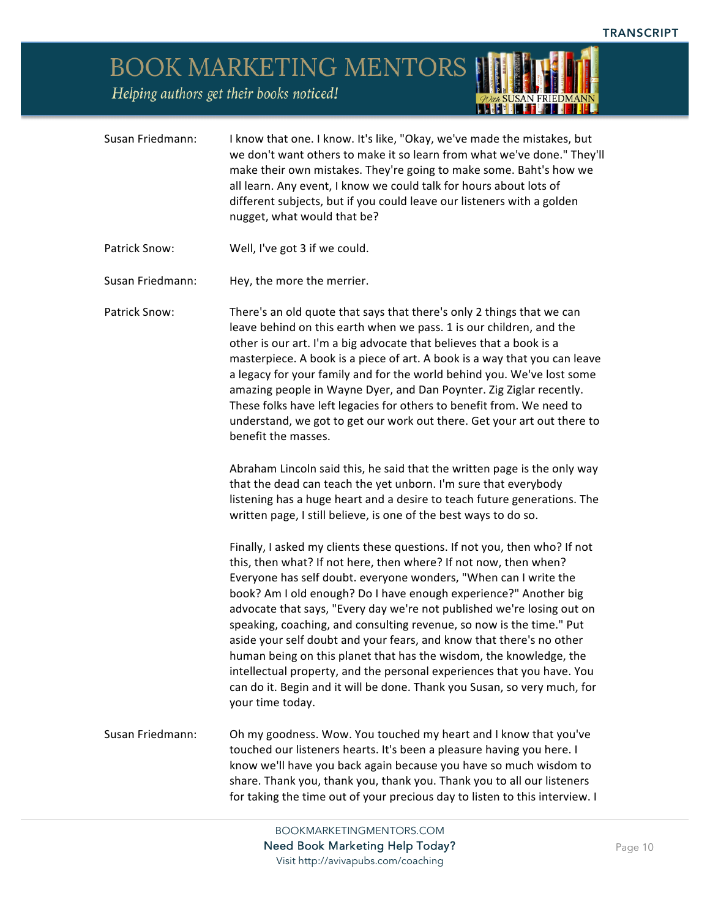Susan Friedmann: I know that one. I know. It's like, "Okay, we've made the mistakes, but we don't want others to make it so learn from what we've done." They'll make their own mistakes. They're going to make some. Baht's how we all learn. Any event, I know we could talk for hours about lots of different subjects, but if you could leave our listeners with a golden nugget, what would that be?

Patrick Snow: Well, I've got 3 if we could.

Susan Friedmann: Hey, the more the merrier.

Patrick Snow: There's an old quote that says that there's only 2 things that we can leave behind on this earth when we pass. 1 is our children, and the other is our art. I'm a big advocate that believes that a book is a masterpiece. A book is a piece of art. A book is a way that you can leave a legacy for your family and for the world behind you. We've lost some amazing people in Wayne Dyer, and Dan Poynter. Zig Ziglar recently. These folks have left legacies for others to benefit from. We need to understand, we got to get our work out there. Get your art out there to benefit the masses.

Abraham Lincoln said this, he said that the written page is the only way that the dead can teach the yet unborn. I'm sure that everybody listening has a huge heart and a desire to teach future generations. The written page, I still believe, is one of the best ways to do so.

Finally, I asked my clients these questions. If not you, then who? If not this, then what? If not here, then where? If not now, then when? Everyone has self doubt. everyone wonders, "When can I write the book? Am I old enough? Do I have enough experience?" Another big advocate that says, "Every day we're not published we're losing out on speaking, coaching, and consulting revenue, so now is the time." Put aside your self doubt and your fears, and know that there's no other human being on this planet that has the wisdom, the knowledge, the intellectual property, and the personal experiences that you have. You can do it. Begin and it will be done. Thank you Susan, so very much, for your time today.

Susan Friedmann: Oh my goodness. Wow. You touched my heart and I know that you've touched our listeners hearts. It's been a pleasure having you here. I know we'll have you back again because you have so much wisdom to share. Thank you, thank you, thank you. Thank you to all our listeners for taking the time out of your precious day to listen to this interview. I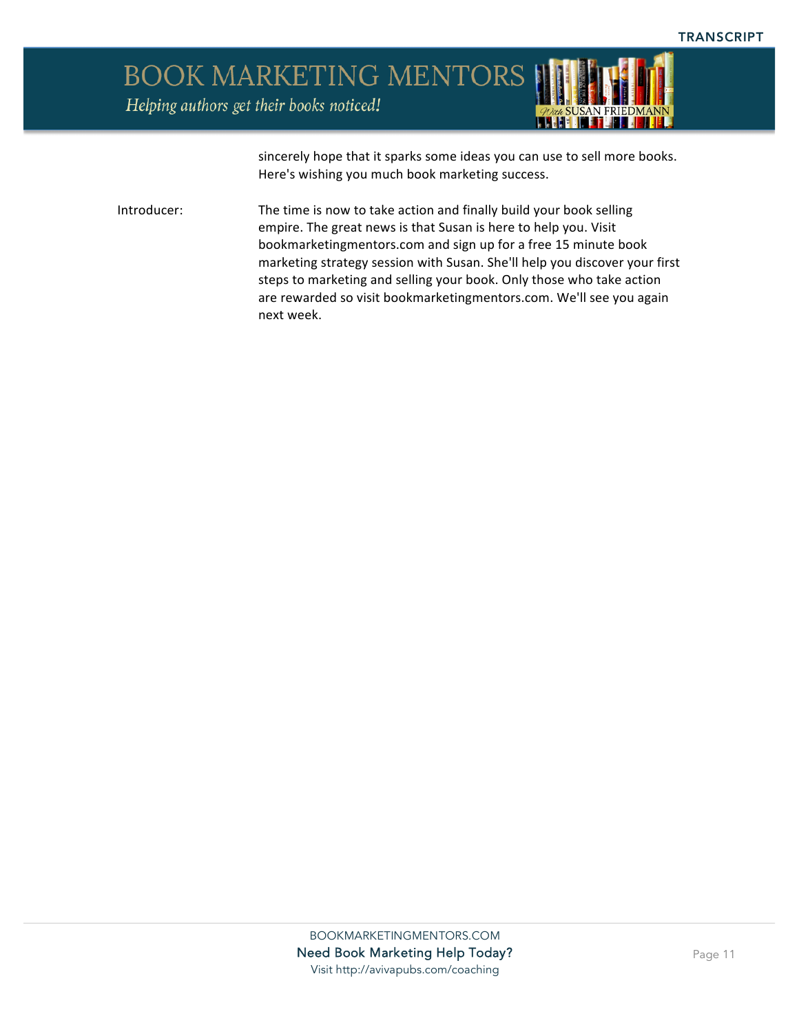sincerely hope that it sparks some ideas you can use to sell more books. Here's wishing you much book marketing success.

Introducer: The time is now to take action and finally build your book selling empire. The great news is that Susan is here to help you. Visit bookmarketingmentors.com and sign up for a free 15 minute book marketing strategy session with Susan. She'll help you discover your first steps to marketing and selling your book. Only those who take action are rewarded so visit bookmarketingmentors.com. We'll see you again next week.